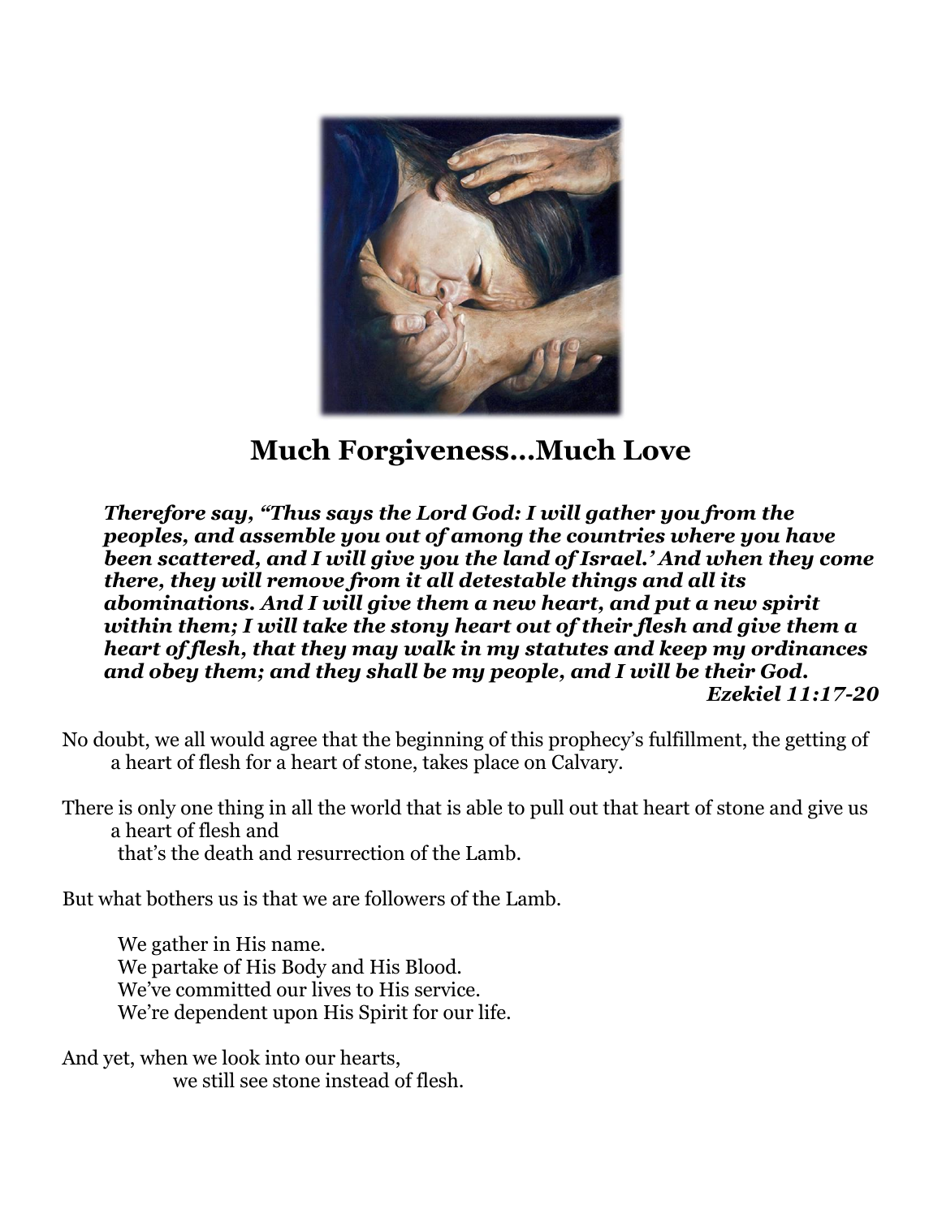# Much Forgiveness...Much Love

> ***Therefore say, "Thus says the Lord God: I will gather you from the peoples, and assemble you out of among the countries where you have been scattered, and I will give you the land of Israel.' And when they come there, they will remove from it all detestable things and all its abominations. And I will give them a new heart, and put a new spirit within them; I will take the stony heart out of their flesh and give them a heart of flesh, that they may walk in my statutes and keep my ordinances and obey them; and they shall be my people, and I will be their God.***
>
> ***Ezekiel 11:17-20***

No doubt, we all would agree that the beginning of this prophecy's fulfillment, the getting of a heart of flesh for a heart of stone, takes place on Calvary.

There is only one thing in all the world that is able to pull out that heart of stone and give us a heart of flesh and
that's the death and resurrection of the Lamb.

But what bothers us is that we are followers of the Lamb.

We gather in His name.
We partake of His Body and His Blood.
We've committed our lives to His service.
We're dependent upon His Spirit for our life.

And yet, when we look into our hearts,
we still see stone instead of flesh.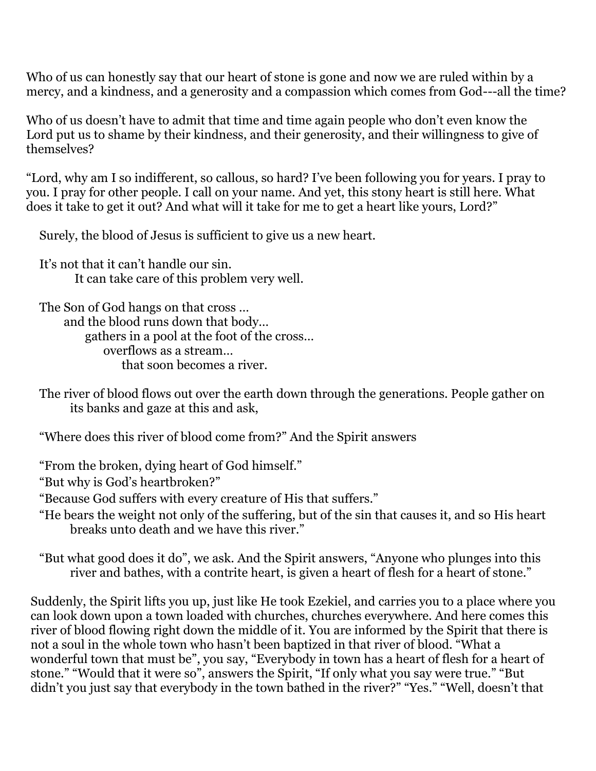Who of us can honestly say that our heart of stone is gone and now we are ruled within by a mercy, and a kindness, and a generosity and a compassion which comes from God---all the time?

Who of us doesn't have to admit that time and time again people who don't even know the Lord put us to shame by their kindness, and their generosity, and their willingness to give of themselves?

"Lord, why am I so indifferent, so callous, so hard? I've been following you for years. I pray to you. I pray for other people. I call on your name. And yet, this stony heart is still here. What does it take to get it out? And what will it take for me to get a heart like yours, Lord?"

Surely, the blood of Jesus is sufficient to give us a new heart.

It's not that it can't handle our sin.
It can take care of this problem very well.

The Son of God hangs on that cross …
and the blood runs down that body…
gathers in a pool at the foot of the cross…
overflows as a stream…
that soon becomes a river.

The river of blood flows out over the earth down through the generations. People gather on its banks and gaze at this and ask,

"Where does this river of blood come from?" And the Spirit answers

"From the broken, dying heart of God himself."

"But why is God's heartbroken?"

"Because God suffers with every creature of His that suffers."

"He bears the weight not only of the suffering, but of the sin that causes it, and so His heart breaks unto death and we have this river."

"But what good does it do", we ask. And the Spirit answers, "Anyone who plunges into this river and bathes, with a contrite heart, is given a heart of flesh for a heart of stone."

Suddenly, the Spirit lifts you up, just like He took Ezekiel, and carries you to a place where you can look down upon a town loaded with churches, churches everywhere. And here comes this river of blood flowing right down the middle of it. You are informed by the Spirit that there is not a soul in the whole town who hasn't been baptized in that river of blood. "What a wonderful town that must be", you say, "Everybody in town has a heart of flesh for a heart of stone." "Would that it were so", answers the Spirit, "If only what you say were true." "But didn't you just say that everybody in the town bathed in the river?" "Yes." "Well, doesn't that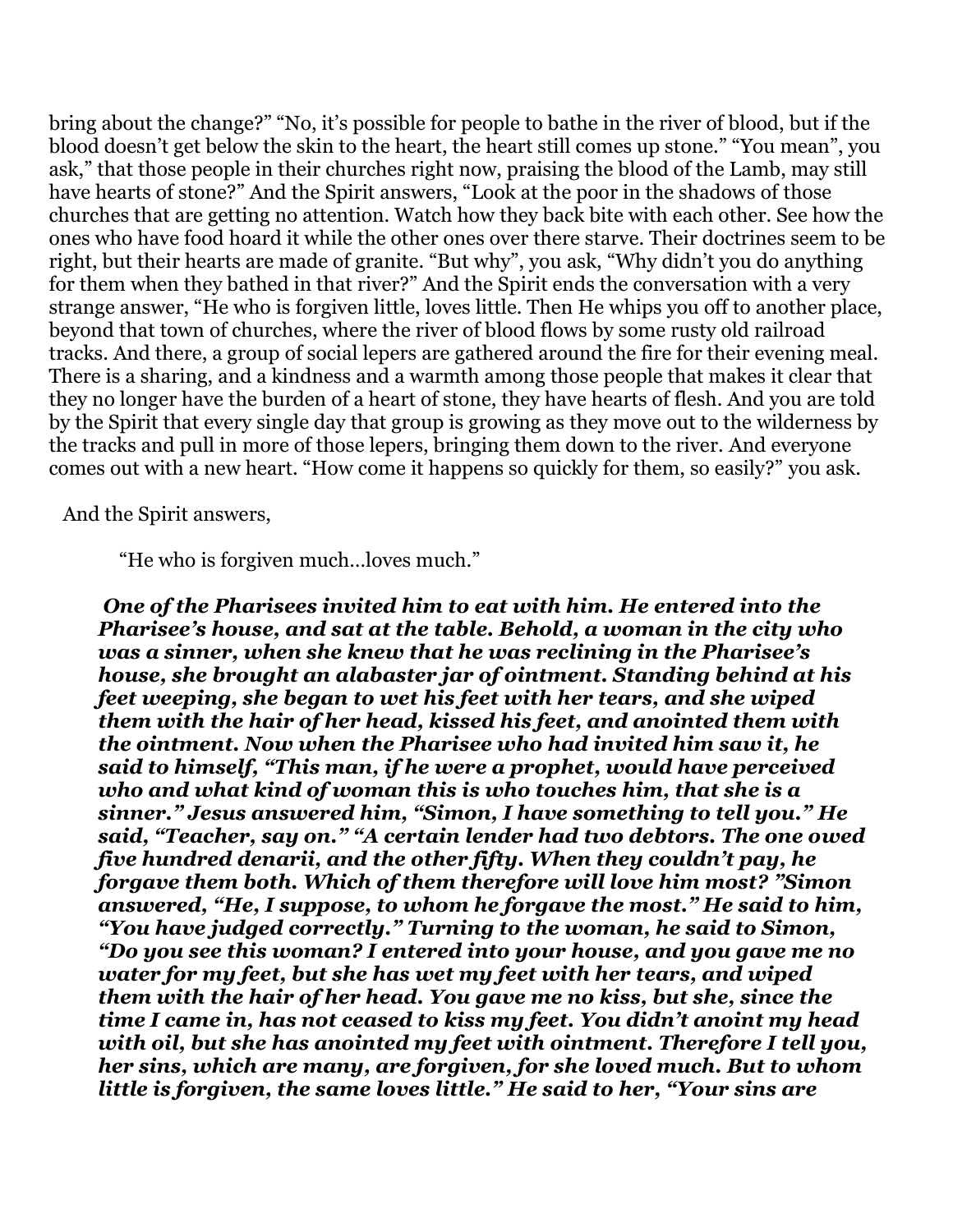bring about the change?" "No, it's possible for people to bathe in the river of blood, but if the blood doesn't get below the skin to the heart, the heart still comes up stone." "You mean", you ask," that those people in their churches right now, praising the blood of the Lamb, may still have hearts of stone?" And the Spirit answers, "Look at the poor in the shadows of those churches that are getting no attention. Watch how they back bite with each other. See how the ones who have food hoard it while the other ones over there starve. Their doctrines seem to be right, but their hearts are made of granite. "But why", you ask, "Why didn't you do anything for them when they bathed in that river?" And the Spirit ends the conversation with a very strange answer, "He who is forgiven little, loves little. Then He whips you off to another place, beyond that town of churches, where the river of blood flows by some rusty old railroad tracks. And there, a group of social lepers are gathered around the fire for their evening meal. There is a sharing, and a kindness and a warmth among those people that makes it clear that they no longer have the burden of a heart of stone, they have hearts of flesh. And you are told by the Spirit that every single day that group is growing as they move out to the wilderness by the tracks and pull in more of those lepers, bringing them down to the river. And everyone comes out with a new heart. "How come it happens so quickly for them, so easily?" you ask.

And the Spirit answers,

"He who is forgiven much…loves much."

***One of the Pharisees invited him to eat with him. He entered into the Pharisee's house, and sat at the table. Behold, a woman in the city who was a sinner, when she knew that he was reclining in the Pharisee's house, she brought an alabaster jar of ointment. Standing behind at his feet weeping, she began to wet his feet with her tears, and she wiped them with the hair of her head, kissed his feet, and anointed them with the ointment. Now when the Pharisee who had invited him saw it, he said to himself, "This man, if he were a prophet, would have perceived who and what kind of woman this is who touches him, that she is a sinner." Jesus answered him, "Simon, I have something to tell you." He said, "Teacher, say on." "A certain lender had two debtors. The one owed five hundred denarii, and the other fifty. When they couldn't pay, he forgave them both. Which of them therefore will love him most? "Simon answered, "He, I suppose, to whom he forgave the most." He said to him, "You have judged correctly." Turning to the woman, he said to Simon, "Do you see this woman? I entered into your house, and you gave me no water for my feet, but she has wet my feet with her tears, and wiped them with the hair of her head. You gave me no kiss, but she, since the time I came in, has not ceased to kiss my feet. You didn't anoint my head with oil, but she has anointed my feet with ointment. Therefore I tell you, her sins, which are many, are forgiven, for she loved much. But to whom little is forgiven, the same loves little." He said to her, "Your sins are***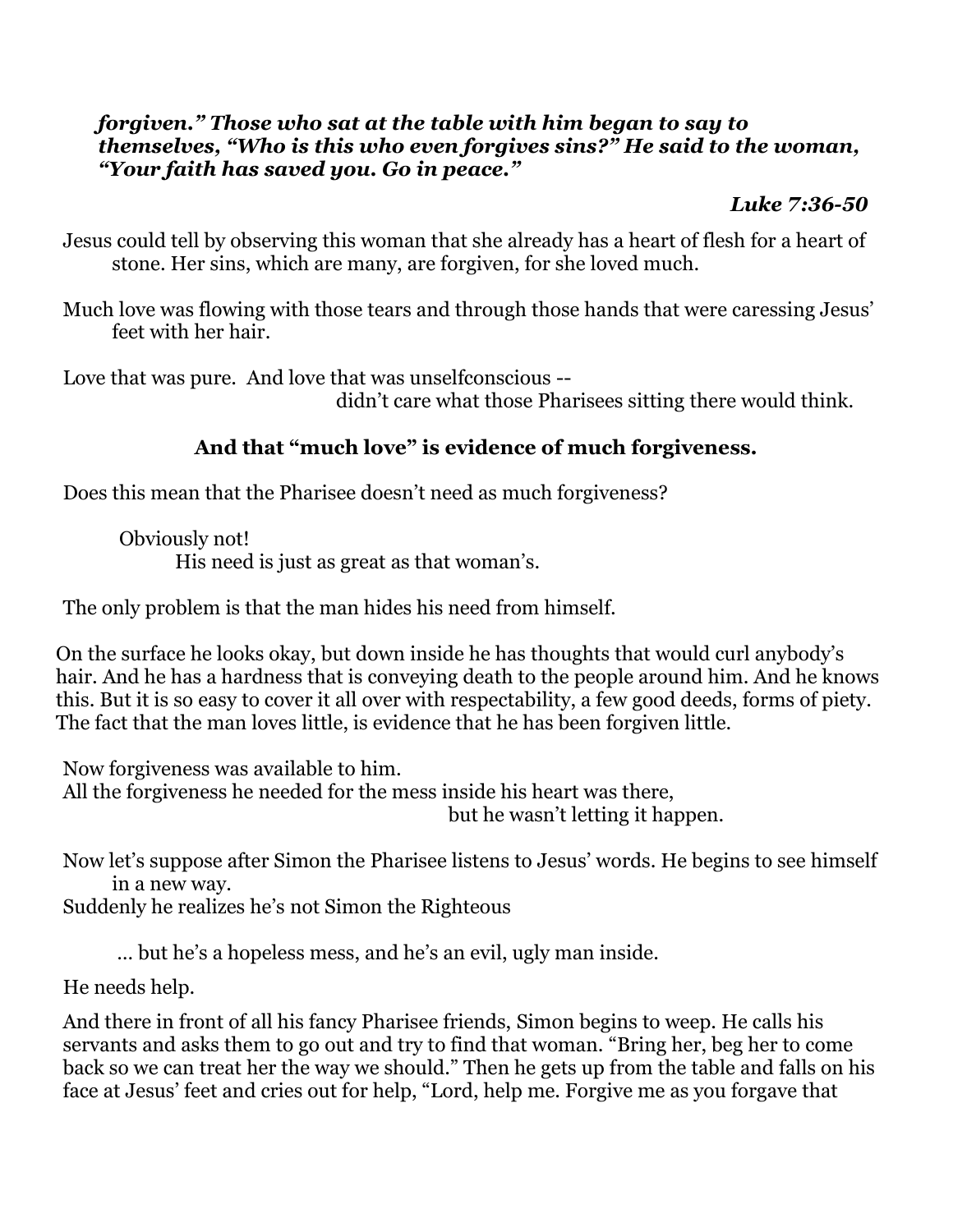*forgiven." Those who sat at the table with him began to say to themselves, "Who is this who even forgives sins?" He said to the woman, "Your faith has saved you. Go in peace."*

***Luke 7:36-50***

Jesus could tell by observing this woman that she already has a heart of flesh for a heart of stone. Her sins, which are many, are forgiven, for she loved much.

Much love was flowing with those tears and through those hands that were caressing Jesus' feet with her hair.

Love that was pure. And love that was unselfconscious --
didn't care what those Pharisees sitting there would think.

**And that "much love" is evidence of much forgiveness.**

Does this mean that the Pharisee doesn't need as much forgiveness?

Obviously not!
His need is just as great as that woman's.

The only problem is that the man hides his need from himself.

On the surface he looks okay, but down inside he has thoughts that would curl anybody's hair. And he has a hardness that is conveying death to the people around him. And he knows this. But it is so easy to cover it all over with respectability, a few good deeds, forms of piety. The fact that the man loves little, is evidence that he has been forgiven little.

Now forgiveness was available to him.
All the forgiveness he needed for the mess inside his heart was there,
but he wasn't letting it happen.

Now let's suppose after Simon the Pharisee listens to Jesus' words. He begins to see himself in a new way.
Suddenly he realizes he's not Simon the Righteous

... but he's a hopeless mess, and he's an evil, ugly man inside.

He needs help.

And there in front of all his fancy Pharisee friends, Simon begins to weep. He calls his servants and asks them to go out and try to find that woman. "Bring her, beg her to come back so we can treat her the way we should." Then he gets up from the table and falls on his face at Jesus' feet and cries out for help, "Lord, help me. Forgive me as you forgave that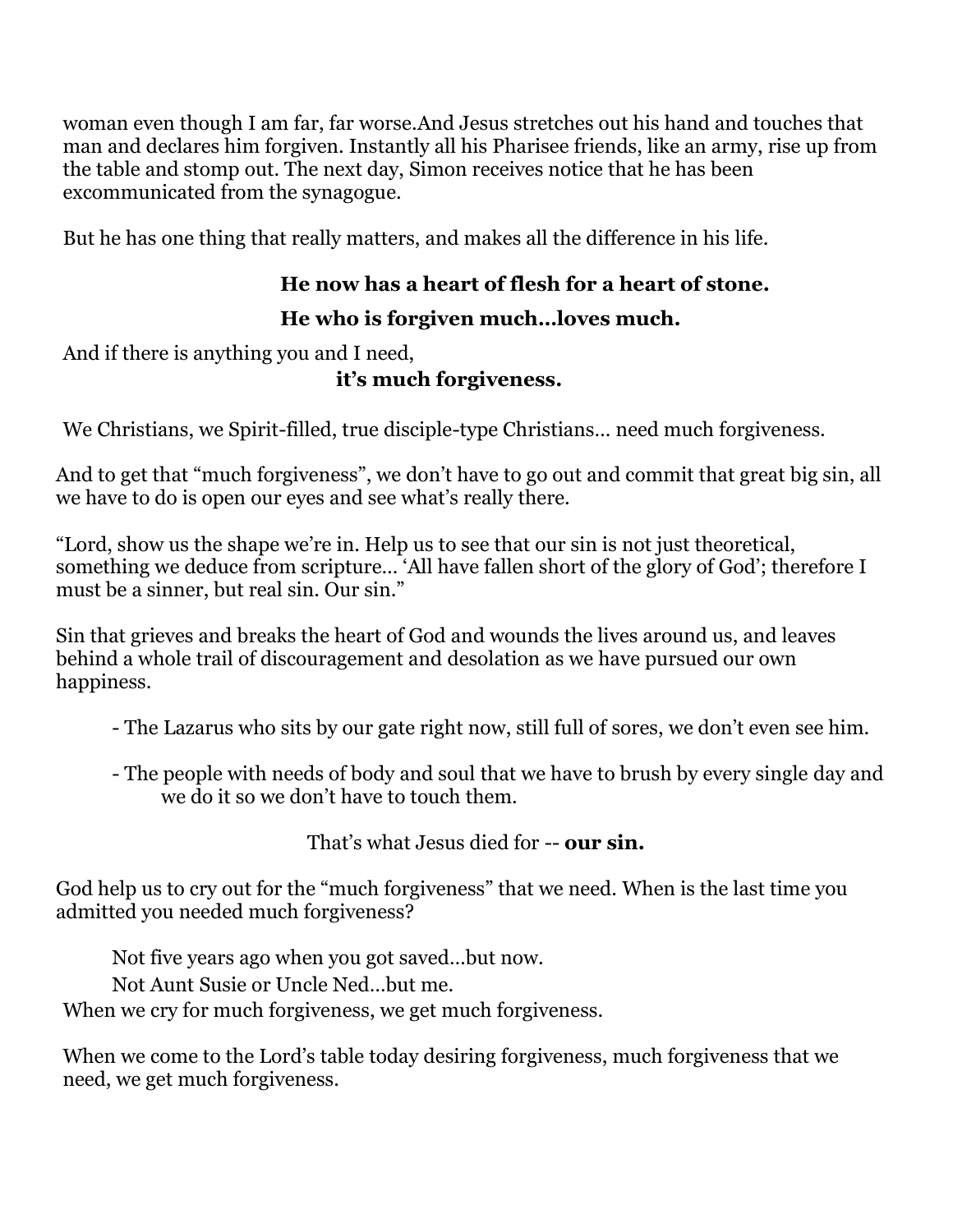woman even though I am far, far worse.And Jesus stretches out his hand and touches that man and declares him forgiven. Instantly all his Pharisee friends, like an army, rise up from the table and stomp out. The next day, Simon receives notice that he has been excommunicated from the synagogue.

But he has one thing that really matters, and makes all the difference in his life.

**He now has a heart of flesh for a heart of stone.**

**He who is forgiven much…loves much.**

And if there is anything you and I need,
**it's much forgiveness.**

We Christians, we Spirit-filled, true disciple-type Christians… need much forgiveness.

And to get that "much forgiveness", we don't have to go out and commit that great big sin, all we have to do is open our eyes and see what's really there.

"Lord, show us the shape we're in. Help us to see that our sin is not just theoretical, something we deduce from scripture… 'All have fallen short of the glory of God'; therefore I must be a sinner, but real sin. Our sin."

Sin that grieves and breaks the heart of God and wounds the lives around us, and leaves behind a whole trail of discouragement and desolation as we have pursued our own happiness.

- The Lazarus who sits by our gate right now, still full of sores, we don't even see him.
- The people with needs of body and soul that we have to brush by every single day and we do it so we don't have to touch them.

That's what Jesus died for -- **our sin.**

God help us to cry out for the "much forgiveness" that we need. When is the last time you admitted you needed much forgiveness?

Not five years ago when you got saved…but now.
Not Aunt Susie or Uncle Ned…but me.

When we cry for much forgiveness, we get much forgiveness.

When we come to the Lord's table today desiring forgiveness, much forgiveness that we need, we get much forgiveness.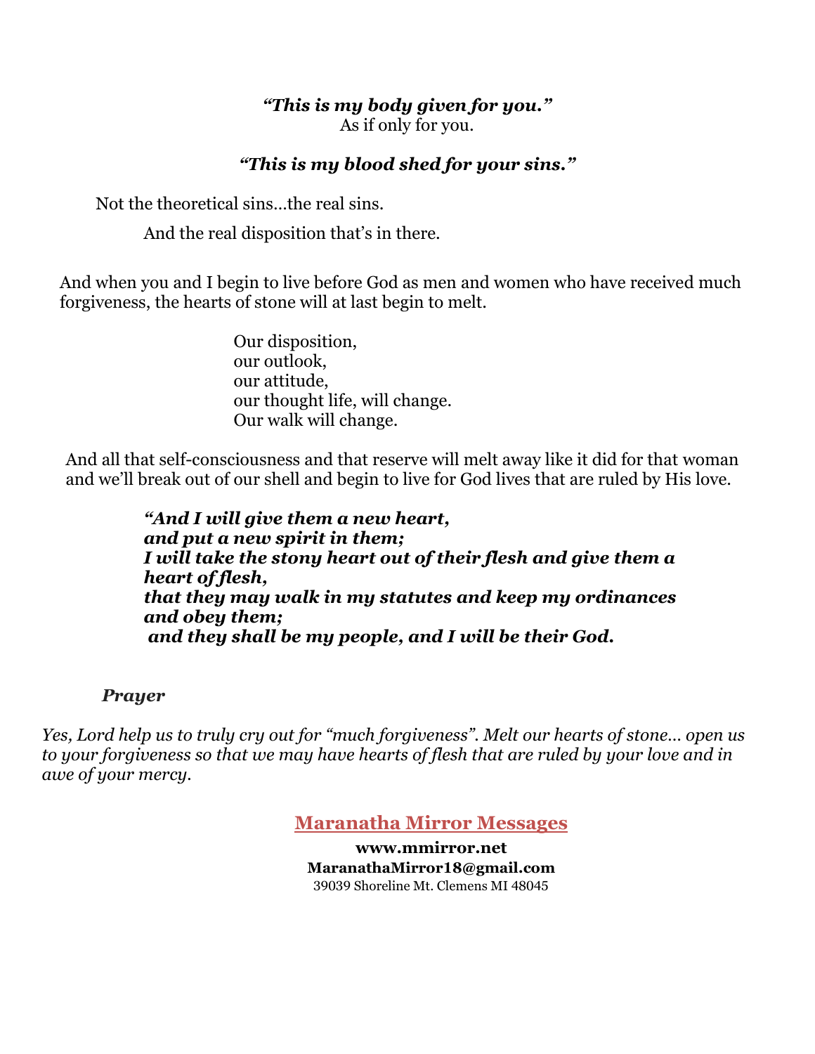***"This is my body given for you."***
As if only for you.

***"This is my blood shed for your sins."***

Not the theoretical sins…the real sins.

And the real disposition that's in there.

And when you and I begin to live before God as men and women who have received much forgiveness, the hearts of stone will at last begin to melt.

Our disposition,
our outlook,
our attitude,
our thought life, will change.
Our walk will change.

And all that self-consciousness and that reserve will melt away like it did for that woman and we'll break out of our shell and begin to live for God lives that are ruled by His love.

***"And I will give them a new heart,***
***and put a new spirit in them;***
***I will take the stony heart out of their flesh and give them a heart of flesh,***
***that they may walk in my statutes and keep my ordinances and obey them;***
***and they shall be my people, and I will be their God.***

***Prayer***

*Yes, Lord help us to truly cry out for "much forgiveness". Melt our hearts of stone… open us to your forgiveness so that we may have hearts of flesh that are ruled by your love and in awe of your mercy.*

**Maranatha Mirror Messages**

**www.mmirror.net**
**MaranathaMirror18@gmail.com**
39039 Shoreline Mt. Clemens MI 48045